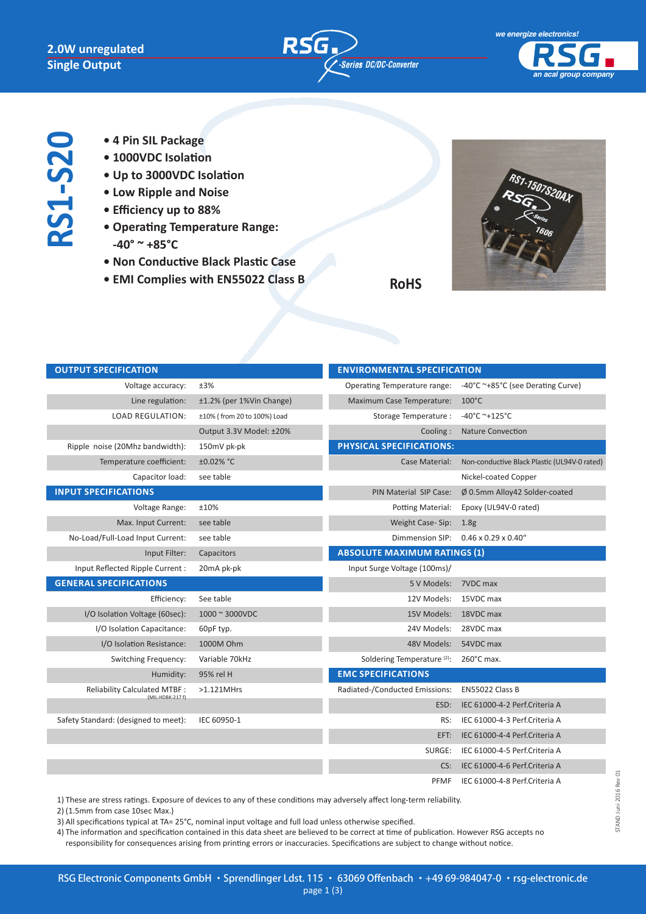**2.0W unregulated**
**Single Output**

RSG -Series DC/DC-Converter

we energize electronics!
RSG an acal group company

# RS1-S20

- **4 Pin SIL Package**
- **1000VDC Isolation**
- **Up to 3000VDC Isolation**
- **Low Ripple and Noise**
- **Efficiency up to 88%**
- **Operating Temperature Range: -40° ~ +85°C**
- **Non Conductive Black Plastic Case**
- **EMI Complies with EN55022 Class B**

**RoHS**

| OUTPUT SPECIFICATION | |
|---|---|
| Voltage accuracy: | ±3% |
| Line regulation: | ±1.2% (per 1%Vin Change) |
| LOAD REGULATION: | ±10% ( from 20 to 100%) Load |
| | Output 3.3V Model: ±20% |
| Ripple noise (20Mhz bandwidth): | 150mV pk-pk |
| Temperature coefficient: | ±0.02% °C |
| Capacitor load: | see table |
| **INPUT SPECIFICATIONS** | |
| Voltage Range: | ±10% |
| Max. Input Current: | see table |
| No-Load/Full-Load Input Current: | see table |
| Input Filter: | Capacitors |
| Input Reflected Ripple Current : | 20mA pk-pk |
| **GENERAL SPECIFICATIONS** | |
| Efficiency: | See table |
| I/O Isolation Voltage (60sec): | 1000 ~ 3000VDC |
| I/O Isolation Capacitance: | 60pF typ. |
| I/O Isolation Resistance: | 1000M Ohm |
| Switching Frequency: | Variable 70kHz |
| Humidity: | 95% rel H |
| Reliability Calculated MTBF : (MIL-HDBK-217 f) | >1.121MHrs |
| Safety Standard: (designed to meet): | IEC 60950-1 |

| ENVIRONMENTAL SPECIFICATION | |
|---|---|
| Operating Temperature range: | -40°C ~+85°C (see Derating Curve) |
| Maximum Case Temperature: | 100°C |
| Storage Temperature : | -40°C ~+125°C |
| Cooling : | Nature Convection |
| **PHYSICAL SPECIFICATIONS:** | |
| Case Material: | Non-conductive Black Plastic (UL94V-0 rated) |
| | Nickel-coated Copper |
| PIN Material SIP Case: | Ø 0.5mm Alloy42 Solder-coated |
| Potting Material: | Epoxy (UL94V-0 rated) |
| Weight Case- Sip: | 1.8g |
| Dimmension SIP: | 0.46 x 0.29 x 0.40" |
| **ABSOLUTE MAXIMUM RATINGS (1)** | |
| Input Surge Voltage (100ms)/ | |
| 5 V Models: | 7VDC max |
| 12V Models: | 15VDC max |
| 15V Models: | 18VDC max |
| 24V Models: | 28VDC max |
| 48V Models: | 54VDC max |
| Soldering Temperature [2]: | 260°C max. |
| **EMC SPECIFICATIONS** | |
| Radiated-/Conducted Emissions: | EN55022 Class B |
| ESD: | IEC 61000-4-2 Perf.Criteria A |
| RS: | IEC 61000-4-3 Perf.Criteria A |
| EFT: | IEC 61000-4-4 Perf.Criteria A |
| SURGE: | IEC 61000-4-5 Perf.Criteria A |
| CS: | IEC 61000-4-6 Perf.Criteria A |
| PFMF | IEC 61000-4-8 Perf.Criteria A |

1) These are stress ratings. Exposure of devices to any of these conditions may adversely affect long-term reliability.
2) (1.5mm from case 10sec Max.)
3) All specifications typical at TA= 25°C, nominal input voltage and full load unless otherwise specified.
4) The information and specification contained in this data sheet are believed to be correct at time of publication. However RSG accepts no responsibility for consequences arising from printing errors or inaccuracies. Specifications are subject to change without notice.

STAND Juni 2016 Rev 01

RSG Electronic Components GmbH • Sprendlinger Ldst. 115 • 63069 Offenbach • +49 69-984047-0 • rsg-electronic.de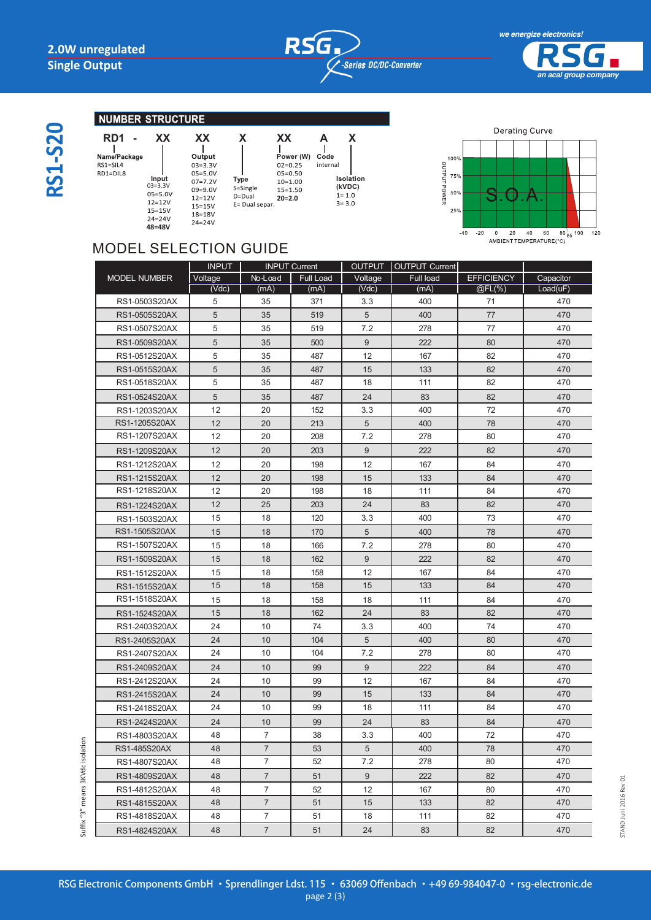## NUMBER STRUCTURE

RD1 - XX XX X XX A X

- **Name/Package**: RS1=SIL4, RD1=DIL8
- **Input**: 03=3.3V, 05=5.0V, 12=12V, 15=15V, 24=24V, **48=48V**
- **Output**: 03=3.3V, 05=5.0V, 07=7.2V, 09=9.0V, 12=12V, 15=15V, 18=18V, 24=24V
- **Type**: S=Single, D=Dual, E= Dual separ.
- **Power (W)**: 02=0.25, 05=0.50, 10=1.00, 15=1.50, **20=2.0**
- **Code**: internal
- **Isolation (kVDC)**: 1= 1.0, 3= 3.0

Derating Curve

OUTPUT POWER: 100%, 75%, 50%, 25% — S.O.A. — AMBIENT TEMPERATURE(°C): -40, -20, 0, 20, 40, 60, 80, 85, 100, 120

# MODEL SELECTION GUIDE

| MODEL NUMBER | INPUT Voltage (Vdc) | INPUT Current No-Load (mA) | INPUT Current Full Load (mA) | OUTPUT Voltage (Vdc) | OUTPUT Current Full load (mA) | EFFICIENCY @FL(%) | Capacitor Load(uF) |
|---|---|---|---|---|---|---|---|
| RS1-0503S20AX | 5 | 35 | 371 | 3.3 | 400 | 71 | 470 |
| RS1-0505S20AX | 5 | 35 | 519 | 5 | 400 | 77 | 470 |
| RS1-0507S20AX | 5 | 35 | 519 | 7.2 | 278 | 77 | 470 |
| RS1-0509S20AX | 5 | 35 | 500 | 9 | 222 | 80 | 470 |
| RS1-0512S20AX | 5 | 35 | 487 | 12 | 167 | 82 | 470 |
| RS1-0515S20AX | 5 | 35 | 487 | 15 | 133 | 82 | 470 |
| RS1-0518S20AX | 5 | 35 | 487 | 18 | 111 | 82 | 470 |
| RS1-0524S20AX | 5 | 35 | 487 | 24 | 83 | 82 | 470 |
| RS1-1203S20AX | 12 | 20 | 152 | 3.3 | 400 | 72 | 470 |
| RS1-1205S20AX | 12 | 20 | 213 | 5 | 400 | 78 | 470 |
| RS1-1207S20AX | 12 | 20 | 208 | 7.2 | 278 | 80 | 470 |
| RS1-1209S20AX | 12 | 20 | 203 | 9 | 222 | 82 | 470 |
| RS1-1212S20AX | 12 | 20 | 198 | 12 | 167 | 84 | 470 |
| RS1-1215S20AX | 12 | 20 | 198 | 15 | 133 | 84 | 470 |
| RS1-1218S20AX | 12 | 20 | 198 | 18 | 111 | 84 | 470 |
| RS1-1224S20AX | 12 | 25 | 203 | 24 | 83 | 82 | 470 |
| RS1-1503S20AX | 15 | 18 | 120 | 3.3 | 400 | 73 | 470 |
| RS1-1505S20AX | 15 | 18 | 170 | 5 | 400 | 78 | 470 |
| RS1-1507S20AX | 15 | 18 | 166 | 7.2 | 278 | 80 | 470 |
| RS1-1509S20AX | 15 | 18 | 162 | 9 | 222 | 82 | 470 |
| RS1-1512S20AX | 15 | 18 | 158 | 12 | 167 | 84 | 470 |
| RS1-1515S20AX | 15 | 18 | 158 | 15 | 133 | 84 | 470 |
| RS1-1518S20AX | 15 | 18 | 158 | 18 | 111 | 84 | 470 |
| RS1-1524S20AX | 15 | 18 | 162 | 24 | 83 | 82 | 470 |
| RS1-2403S20AX | 24 | 10 | 74 | 3.3 | 400 | 74 | 470 |
| RS1-2405S20AX | 24 | 10 | 104 | 5 | 400 | 80 | 470 |
| RS1-2407S20AX | 24 | 10 | 104 | 7.2 | 278 | 80 | 470 |
| RS1-2409S20AX | 24 | 10 | 99 | 9 | 222 | 84 | 470 |
| RS1-2412S20AX | 24 | 10 | 99 | 12 | 167 | 84 | 470 |
| RS1-2415S20AX | 24 | 10 | 99 | 15 | 133 | 84 | 470 |
| RS1-2418S20AX | 24 | 10 | 99 | 18 | 111 | 84 | 470 |
| RS1-2424S20AX | 24 | 10 | 99 | 24 | 83 | 84 | 470 |
| RS1-4803S20AX | 48 | 7 | 38 | 3.3 | 400 | 72 | 470 |
| RS1-485S20AX | 48 | 7 | 53 | 5 | 400 | 78 | 470 |
| RS1-4807S20AX | 48 | 7 | 52 | 7.2 | 278 | 80 | 470 |
| RS1-4809S20AX | 48 | 7 | 51 | 9 | 222 | 82 | 470 |
| RS1-4812S20AX | 48 | 7 | 52 | 12 | 167 | 80 | 470 |
| RS1-4815S20AX | 48 | 7 | 51 | 15 | 133 | 82 | 470 |
| RS1-4818S20AX | 48 | 7 | 51 | 18 | 111 | 82 | 470 |
| RS1-4824S20AX | 48 | 7 | 51 | 24 | 83 | 82 | 470 |

Suffix "3" means 3KVdc isolation

STAND Juni 2016 Rev 01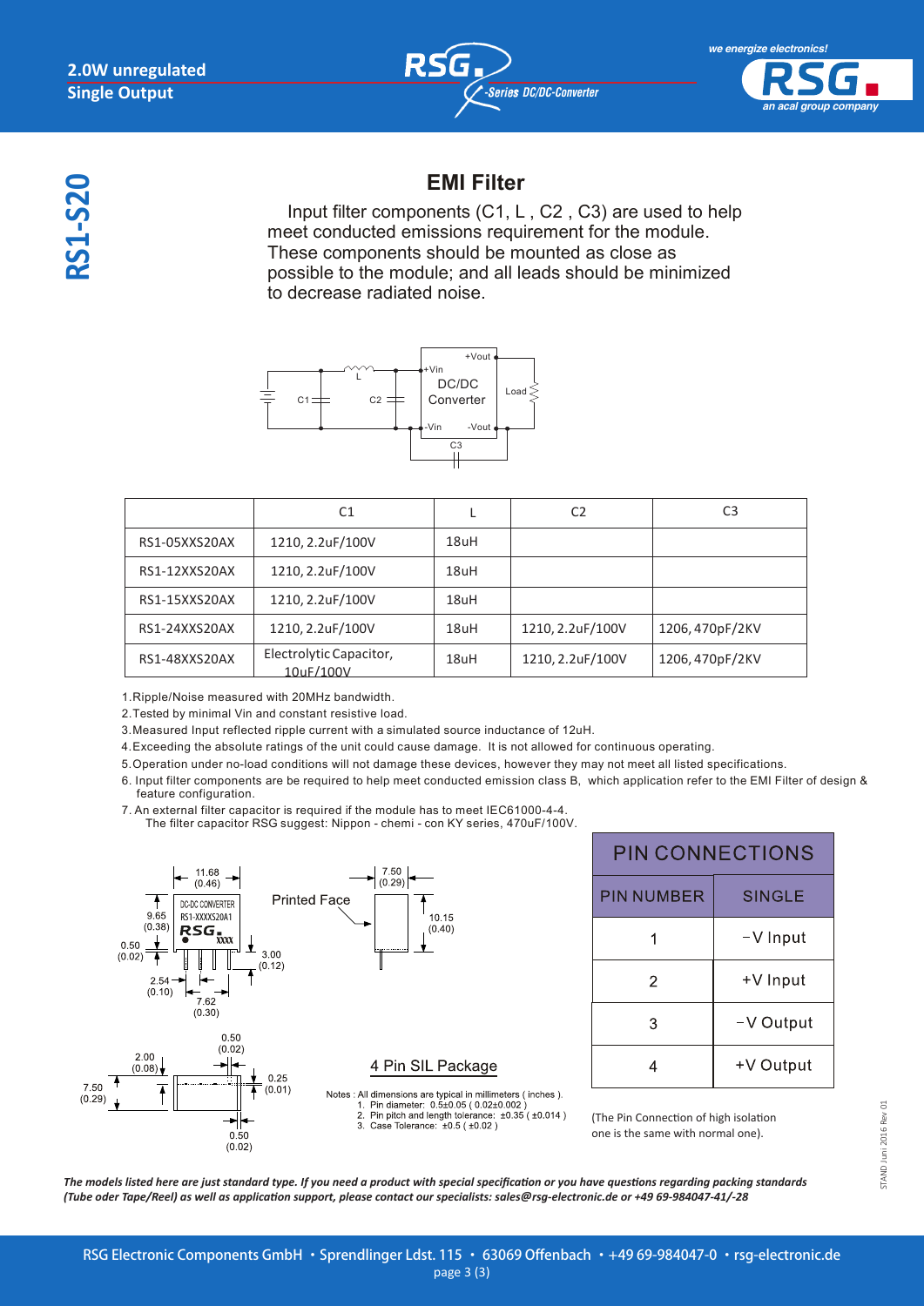## EMI Filter

Input filter components (C1, L , C2 , C3) are used to help meet conducted emissions requirement for the module. These components should be mounted as close as possible to the module; and all leads should be minimized to decrease radiated noise.

L
C1
C2
+Vin
-Vin
DC/DC Converter
+Vout
-Vout
Load
C3

| | C1 | L | C2 | C3 |
|---|---|---|---|---|
| RS1-05XXS20AX | 1210, 2.2uF/100V | 18uH | | |
| RS1-12XXS20AX | 1210, 2.2uF/100V | 18uH | | |
| RS1-15XXS20AX | 1210, 2.2uF/100V | 18uH | | |
| RS1-24XXS20AX | 1210, 2.2uF/100V | 18uH | 1210, 2.2uF/100V | 1206, 470pF/2KV |
| RS1-48XXS20AX | Electrolytic Capacitor, 10uF/100V | 18uH | 1210, 2.2uF/100V | 1206, 470pF/2KV |

1. Ripple/Noise measured with 20MHz bandwidth.
2. Tested by minimal Vin and constant resistive load.
3. Measured Input reflected ripple current with a simulated source inductance of 12uH.
4. Exceeding the absolute ratings of the unit could cause damage. It is not allowed for continuous operating.
5. Operation under no-load conditions will not damage these devices, however they may not meet all listed specifications.
6. Input filter components are be required to help meet conducted emission class B, which application refer to the EMI Filter of design & feature configuration.
7. An external filter capacitor is required if the module has to meet IEC61000-4-4.
   The filter capacitor RSG suggest: Nippon - chemi - con KY series, 470uF/100V.

11.68 (0.46)
9.65 (0.38)
0.50 (0.02)
2.54 (0.10)
7.62 (0.30)
3.00 (0.12)
DC-DC CONVERTER
RS1-XXXXS20A1
RSG XXXX
Printed Face
7.50 (0.29)
10.15 (0.40)
0.50 (0.02)
2.00 (0.08)
7.50 (0.29)
0.25 (0.01)
0.50 (0.02)

4 Pin SIL Package

Notes : All dimensions are typical in millimeters ( inches ).
1. Pin diameter: 0.5±0.05 ( 0.02±0.002 )
2. Pin pitch and length tolerance: ±0.35 ( ±0.014 )
3. Case Tolerance: ±0.5 ( ±0.02 )

| PIN CONNECTIONS | |
|---|---|
| PIN NUMBER | SINGLE |
| 1 | −V Input |
| 2 | +V Input |
| 3 | −V Output |
| 4 | +V Output |

(The Pin Connection of high isolation one is the same with normal one).

*The models listed here are just standard type. If you need a product with special specification or you have questions regarding packing standards (Tube oder Tape/Reel) as well as application support, please contact our specialists: sales@rsg-electronic.de or +49 69-984047-41/-28*

STAND Juni 2016 Rev 01